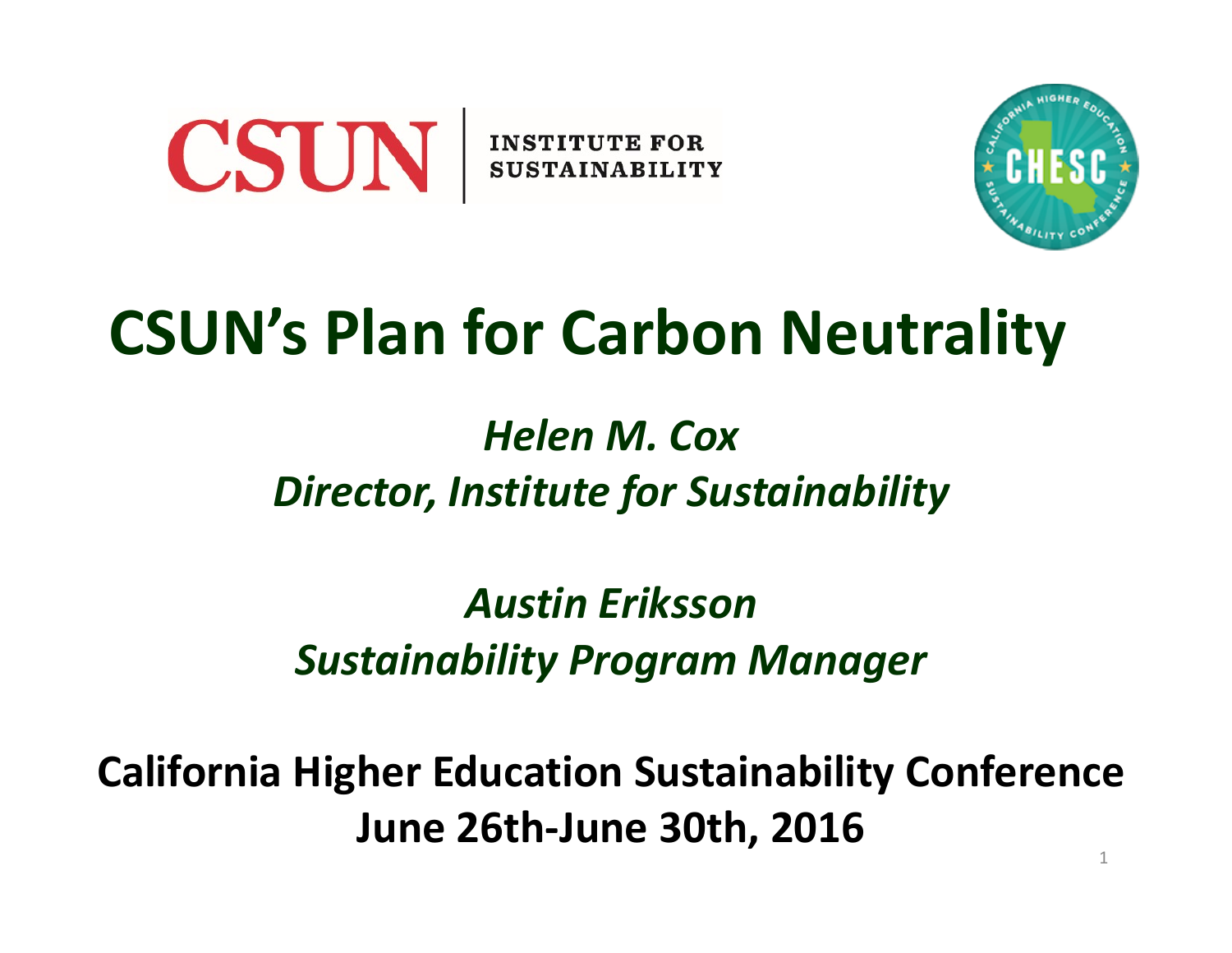CSUN | INSTITUTE FOR SUSTAINABILITY

# CSUN's Plan for Carbon Neutrality

*Helen M. Cox*
*Director, Institute for Sustainability*

*Austin Eriksson*
*Sustainability Program Manager*

**California Higher Education Sustainability Conference**
**June 26th-June 30th, 2016**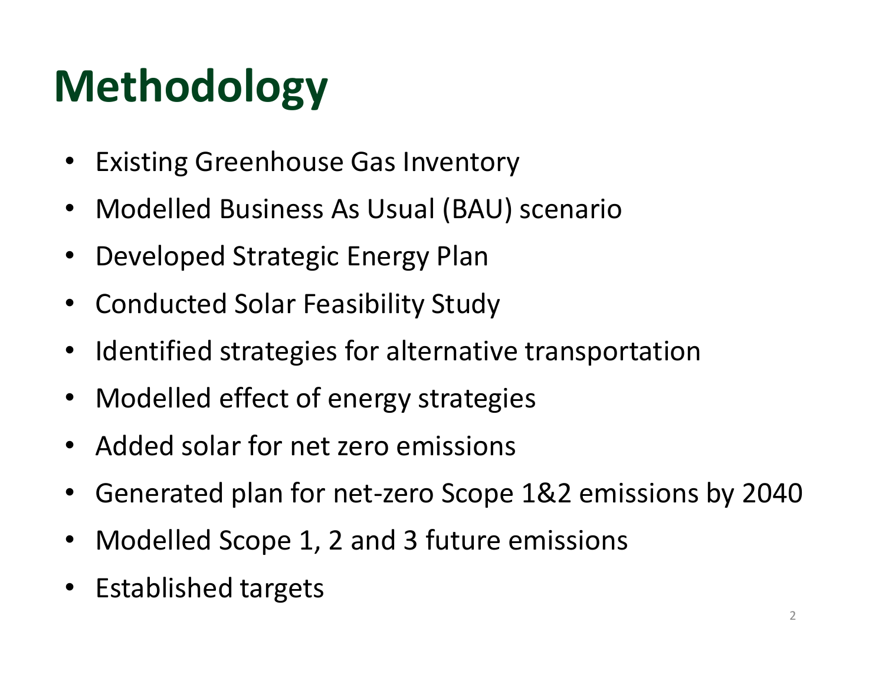# Methodology

- Existing Greenhouse Gas Inventory
- Modelled Business As Usual (BAU) scenario
- Developed Strategic Energy Plan
- Conducted Solar Feasibility Study
- Identified strategies for alternative transportation
- Modelled effect of energy strategies
- Added solar for net zero emissions
- Generated plan for net-zero Scope 1&2 emissions by 2040
- Modelled Scope 1, 2 and 3 future emissions
- Established targets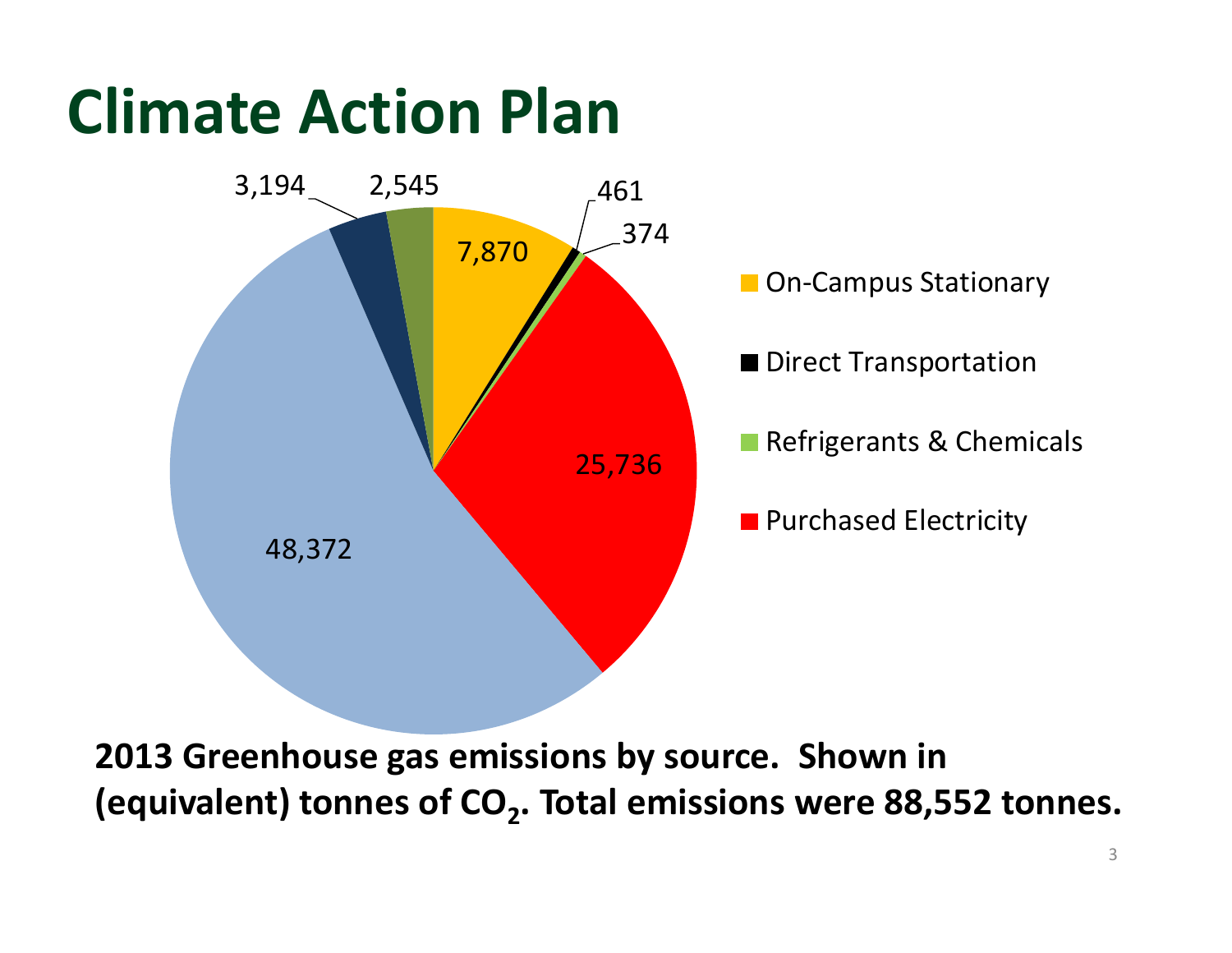# Climate Action Plan

- On-Campus Stationary
- Direct Transportation
- Refrigerants & Chemicals
- Purchased Electricity

7,870

461

374

25,736

48,372

3,194

2,545

**2013 Greenhouse gas emissions by source. Shown in (equivalent) tonnes of $CO_2$. Total emissions were 88,552 tonnes.**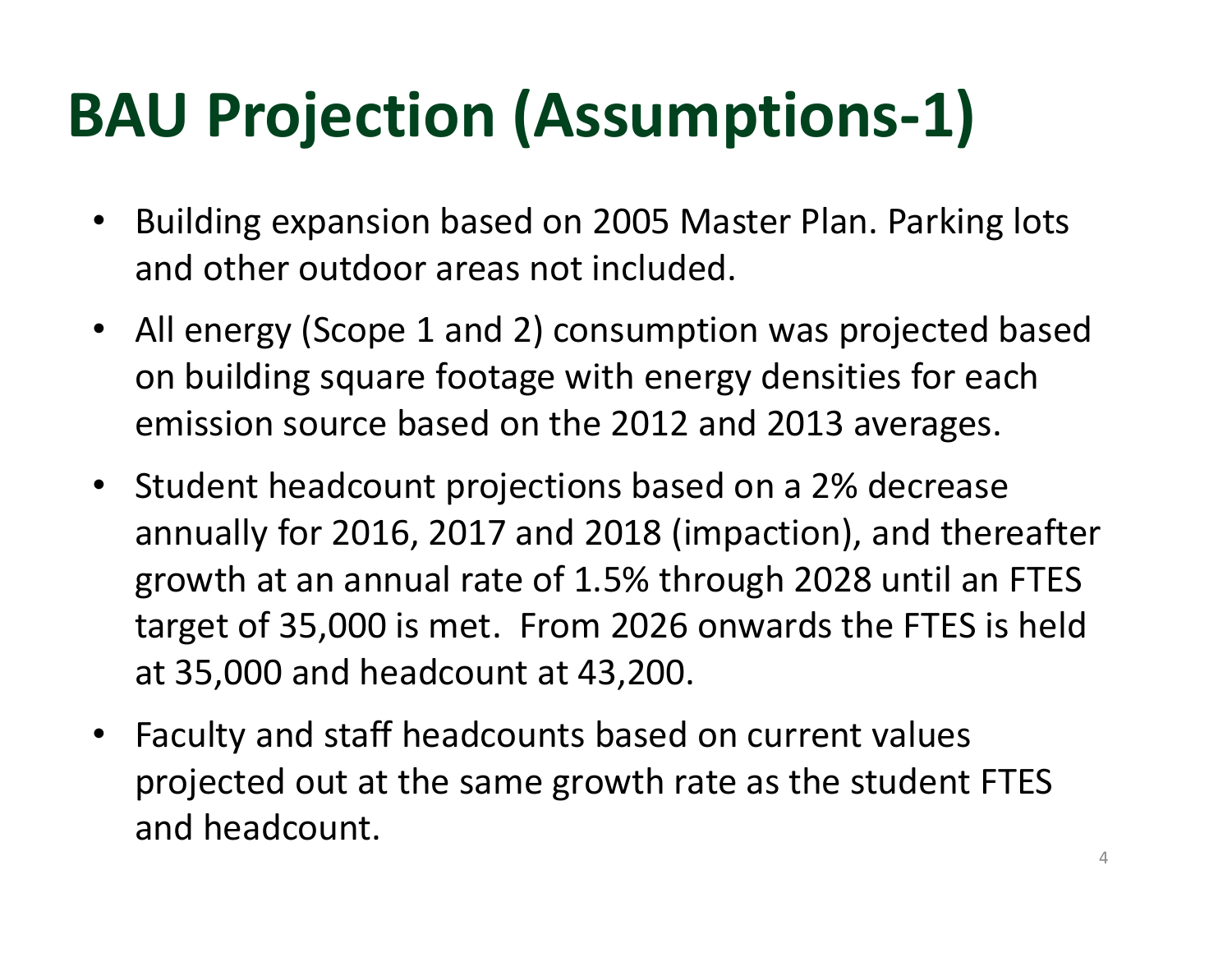# BAU Projection (Assumptions-1)

- Building expansion based on 2005 Master Plan. Parking lots and other outdoor areas not included.
- All energy (Scope 1 and 2) consumption was projected based on building square footage with energy densities for each emission source based on the 2012 and 2013 averages.
- Student headcount projections based on a 2% decrease annually for 2016, 2017 and 2018 (impaction), and thereafter growth at an annual rate of 1.5% through 2028 until an FTES target of 35,000 is met. From 2026 onwards the FTES is held at 35,000 and headcount at 43,200.
- Faculty and staff headcounts based on current values projected out at the same growth rate as the student FTES and headcount.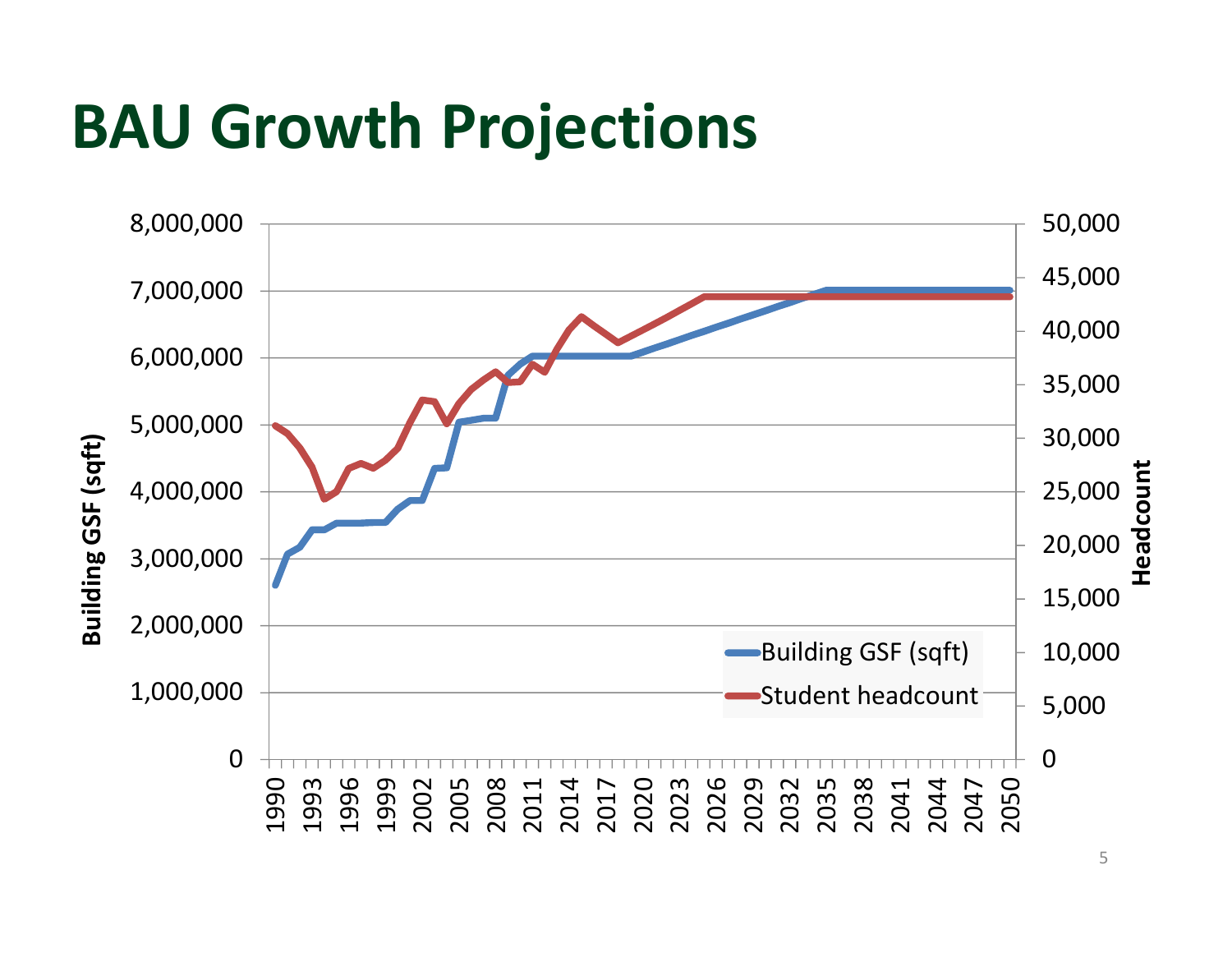# BAU Growth Projections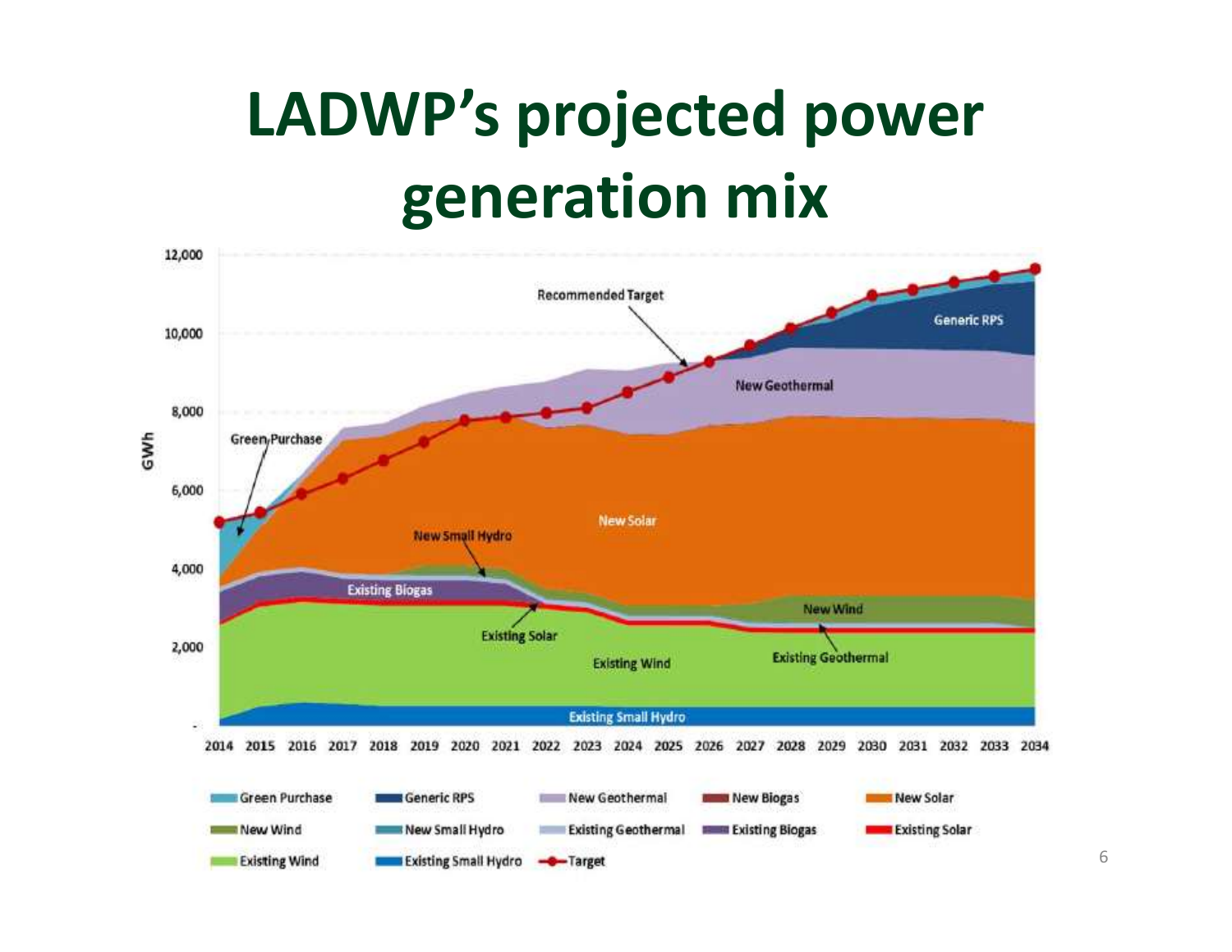# LADWP's projected power generation mix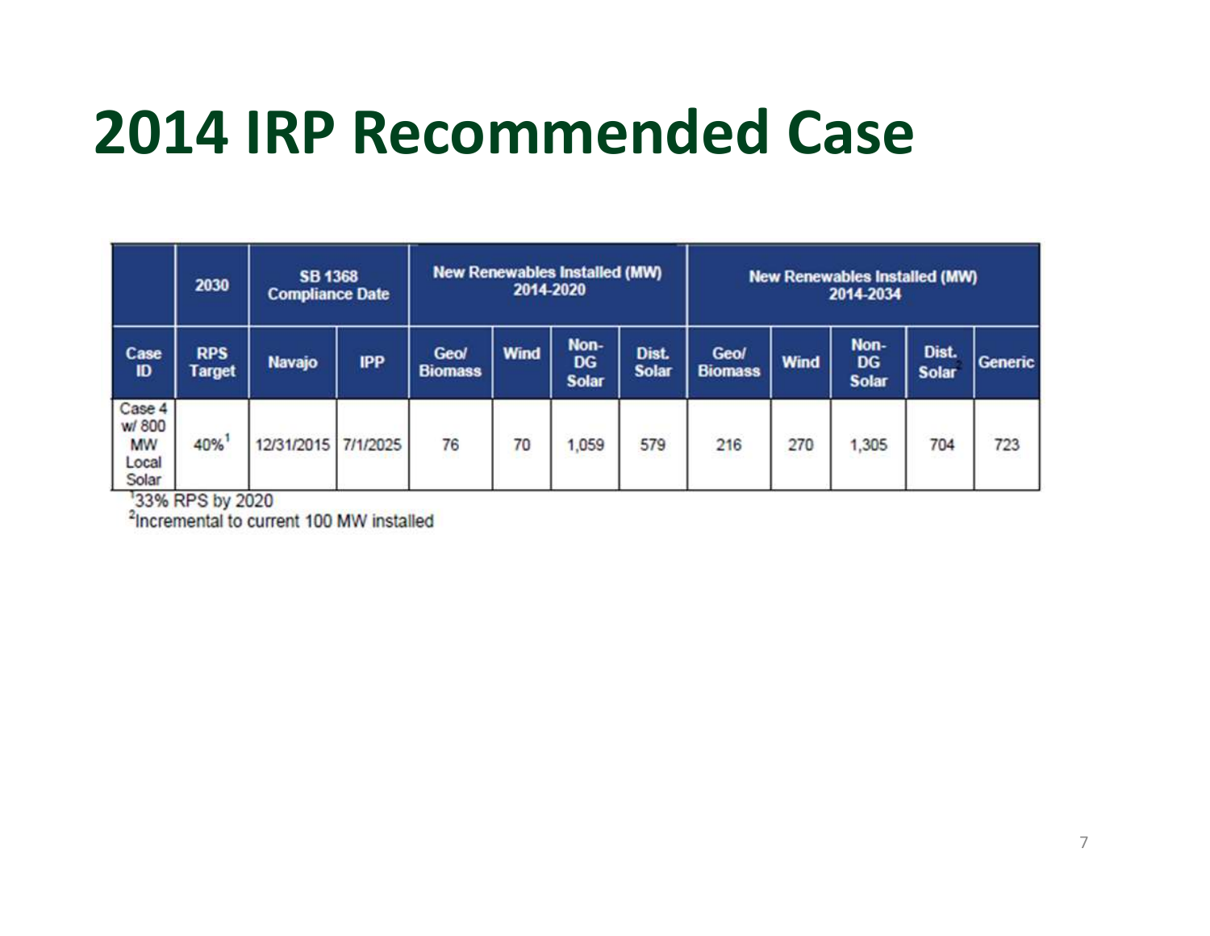# 2014 IRP Recommended Case

| | 2030 | SB 1368 Compliance Date | | New Renewables Installed (MW) 2014-2020 | | | | New Renewables Installed (MW) 2014-2034 | | | | |
|---|---|---|---|---|---|---|---|---|---|---|---|---|
| Case ID | RPS Target | Navajo | IPP | Geo/ Biomass | Wind | Non-DG Solar | Dist. Solar | Geo/ Biomass | Wind | Non-DG Solar | Dist. Solar[2] | Generic |
| Case 4 w/ 800 MW Local Solar | 40%[1] | 12/31/2015 | 7/1/2025 | 76 | 70 | 1,059 | 579 | 216 | 270 | 1,305 | 704 | 723 |

[1]33% RPS by 2020

[2]Incremental to current 100 MW installed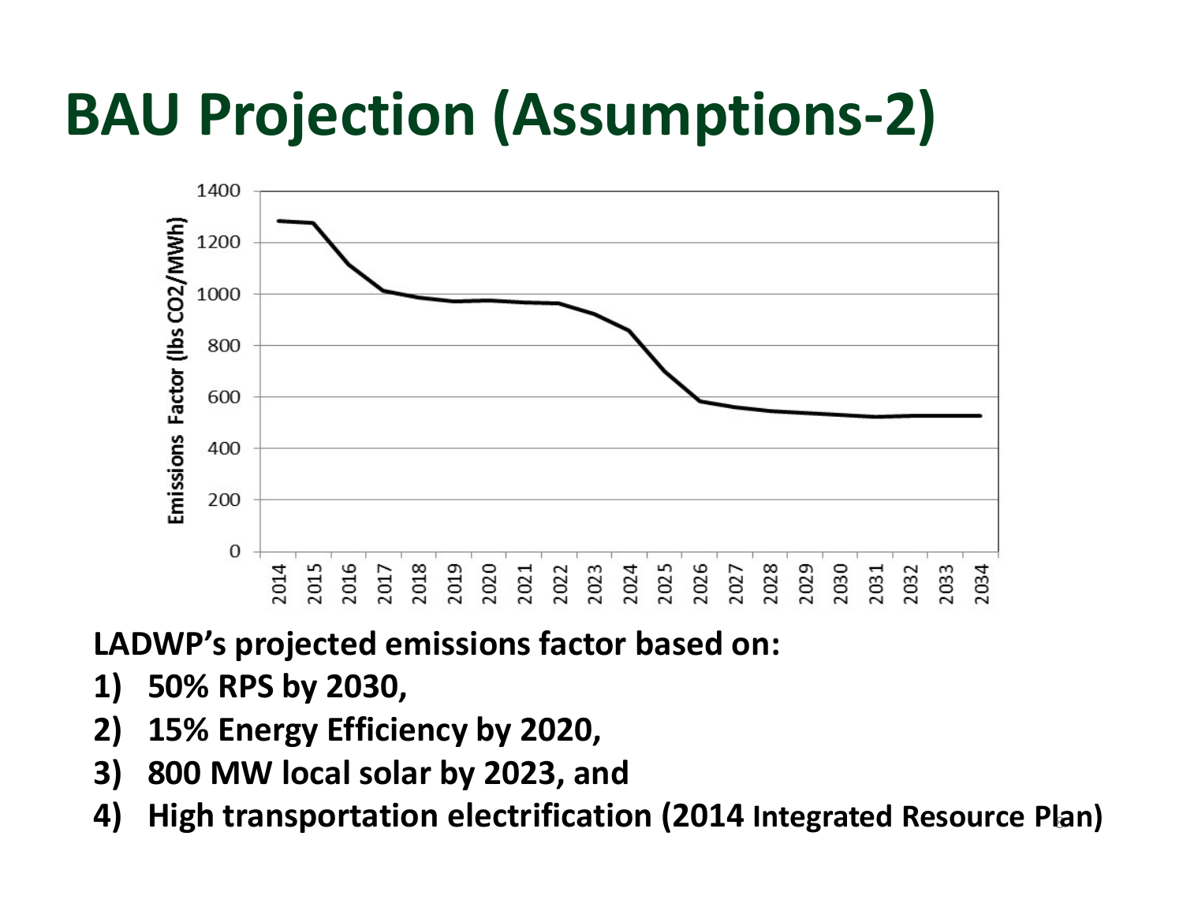# BAU Projection (Assumptions-2)

**LADWP's projected emissions factor based on:**

1) **50% RPS by 2030,**
2) **15% Energy Efficiency by 2020,**
3) **800 MW local solar by 2023, and**
4) **High transportation electrification (2014 Integrated Resource Plan)**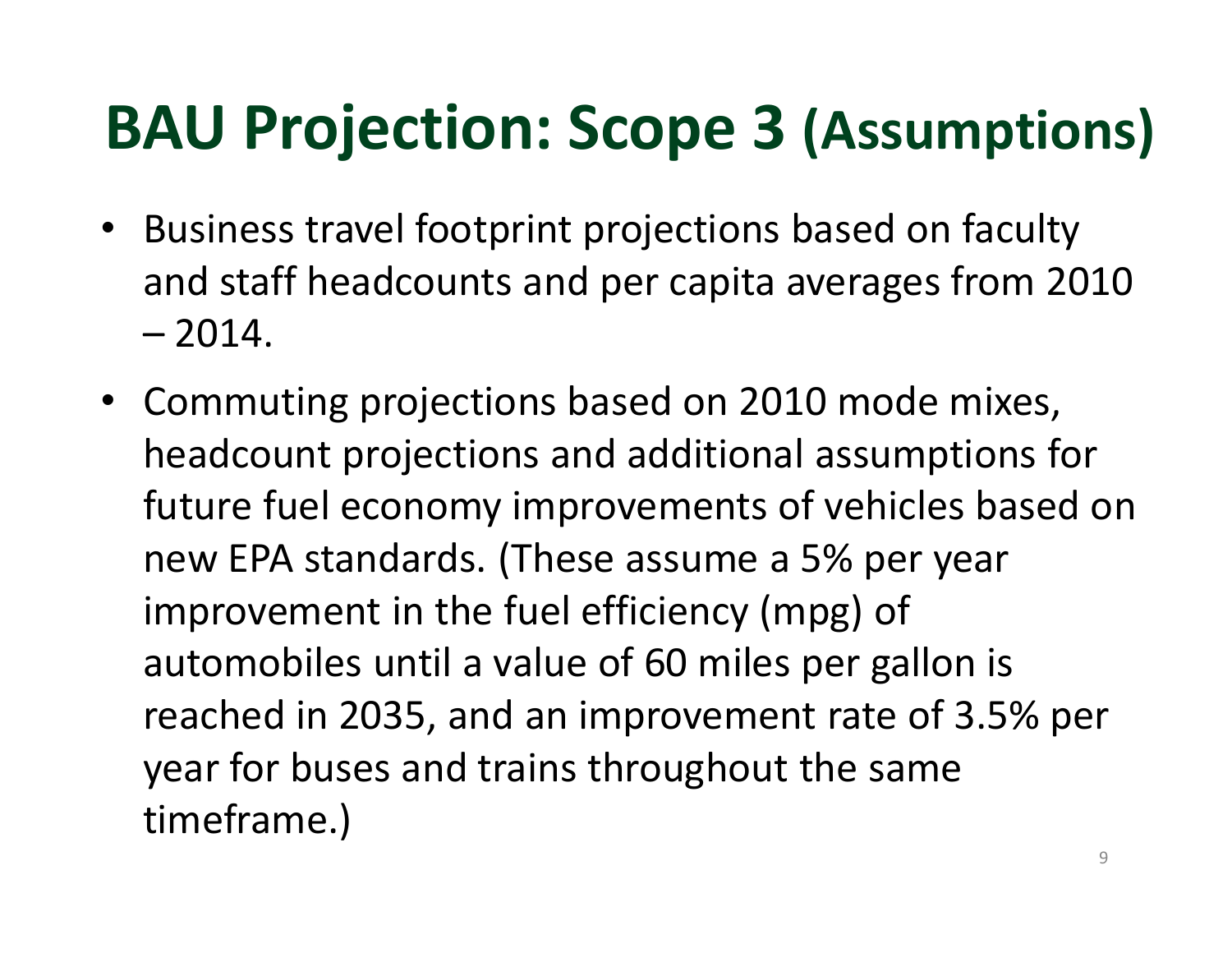# BAU Projection: Scope 3 (Assumptions)

- Business travel footprint projections based on faculty and staff headcounts and per capita averages from 2010 – 2014.
- Commuting projections based on 2010 mode mixes, headcount projections and additional assumptions for future fuel economy improvements of vehicles based on new EPA standards. (These assume a 5% per year improvement in the fuel efficiency (mpg) of automobiles until a value of 60 miles per gallon is reached in 2035, and an improvement rate of 3.5% per year for buses and trains throughout the same timeframe.)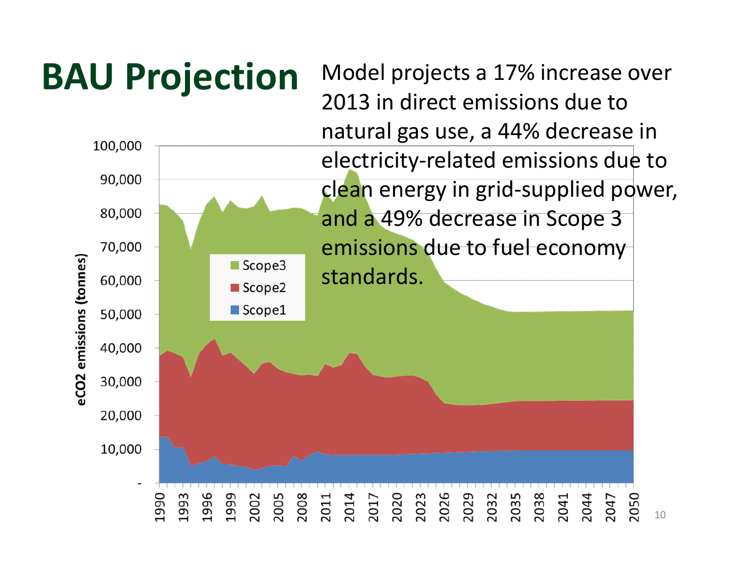# BAU Projection

Model projects a 17% increase over 2013 in direct emissions due to natural gas use, a 44% decrease in electricity-related emissions due to clean energy in grid-supplied power, and a 49% decrease in Scope 3 emissions due to fuel economy standards.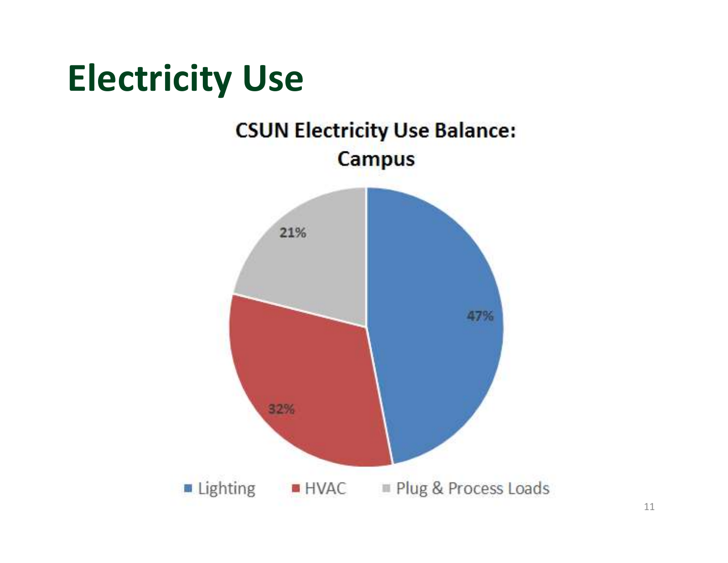# Electricity Use

**CSUN Electricity Use Balance: Campus**

| Category | Share |
|---|---|
| Lighting | 47% |
| HVAC | 32% |
| Plug & Process Loads | 21% |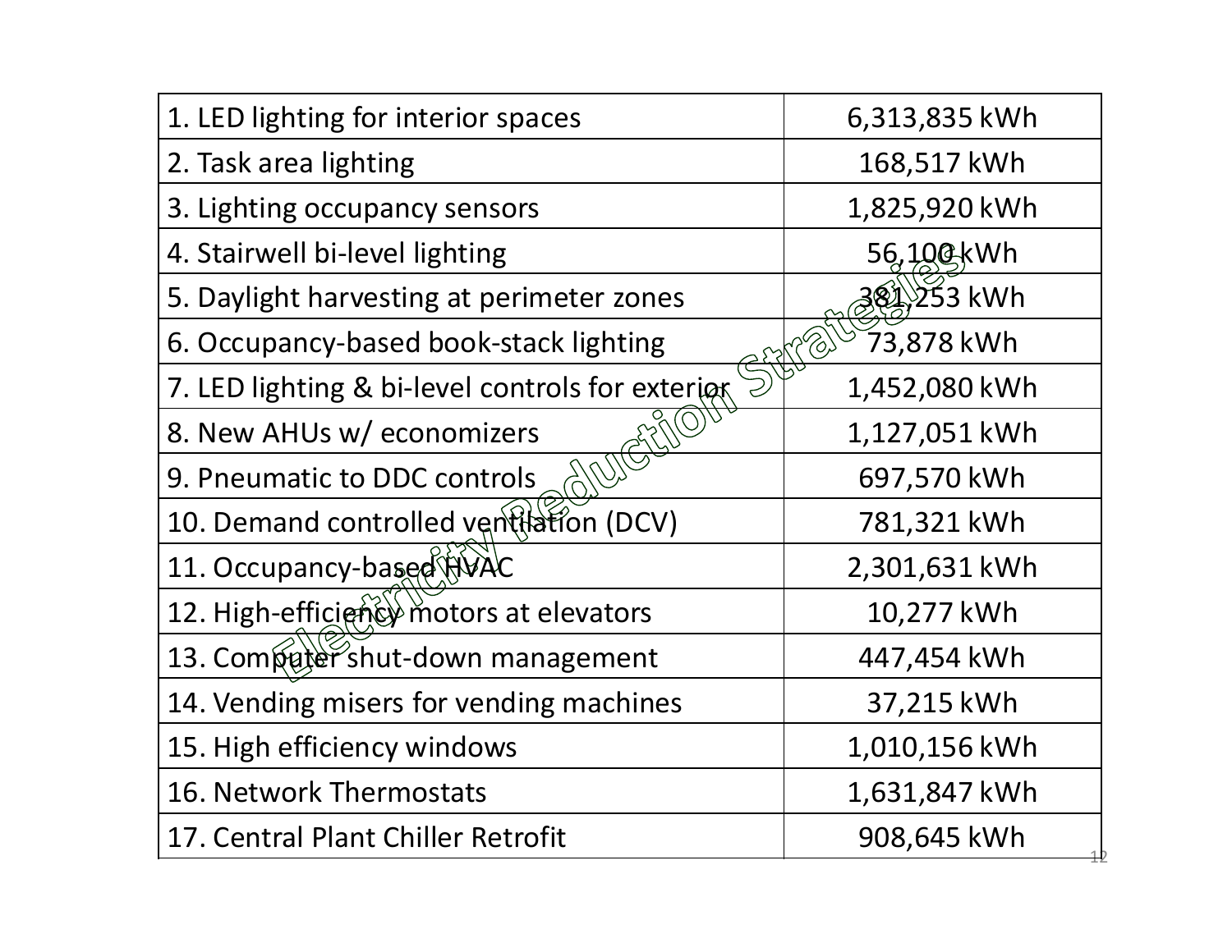## Electricity Reduction Strategies

| | |
|---|---|
| 1. LED lighting for interior spaces | 6,313,835 kWh |
| 2. Task area lighting | 168,517 kWh |
| 3. Lighting occupancy sensors | 1,825,920 kWh |
| 4. Stairwell bi-level lighting | 56,100 kWh |
| 5. Daylight harvesting at perimeter zones | 381,253 kWh |
| 6. Occupancy-based book-stack lighting | 73,878 kWh |
| 7. LED lighting & bi-level controls for exterior | 1,452,080 kWh |
| 8. New AHUs w/ economizers | 1,127,051 kWh |
| 9. Pneumatic to DDC controls | 697,570 kWh |
| 10. Demand controlled ventilation (DCV) | 781,321 kWh |
| 11. Occupancy-based HVAC | 2,301,631 kWh |
| 12. High-efficiency motors at elevators | 10,277 kWh |
| 13. Computer shut-down management | 447,454 kWh |
| 14. Vending misers for vending machines | 37,215 kWh |
| 15. High efficiency windows | 1,010,156 kWh |
| 16. Network Thermostats | 1,631,847 kWh |
| 17. Central Plant Chiller Retrofit | 908,645 kWh |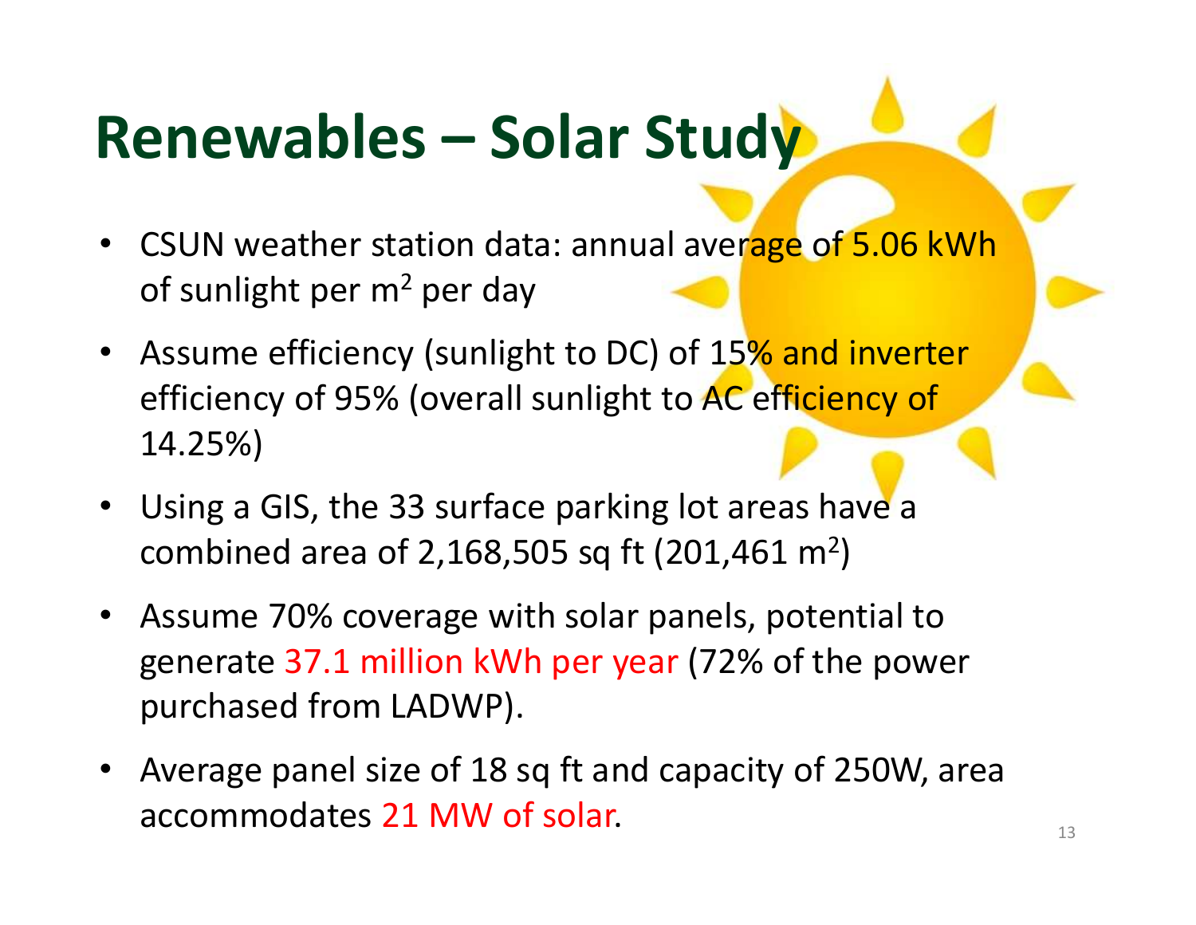# Renewables – Solar Study

- CSUN weather station data: annual average of 5.06 kWh of sunlight per $m^2$ per day
- Assume efficiency (sunlight to DC) of 15% and inverter efficiency of 95% (overall sunlight to AC efficiency of 14.25%)
- Using a GIS, the 33 surface parking lot areas have a combined area of 2,168,505 sq ft (201,461 $m^2$)
- Assume 70% coverage with solar panels, potential to generate 37.1 million kWh per year (72% of the power purchased from LADWP).
- Average panel size of 18 sq ft and capacity of 250W, area accommodates 21 MW of solar.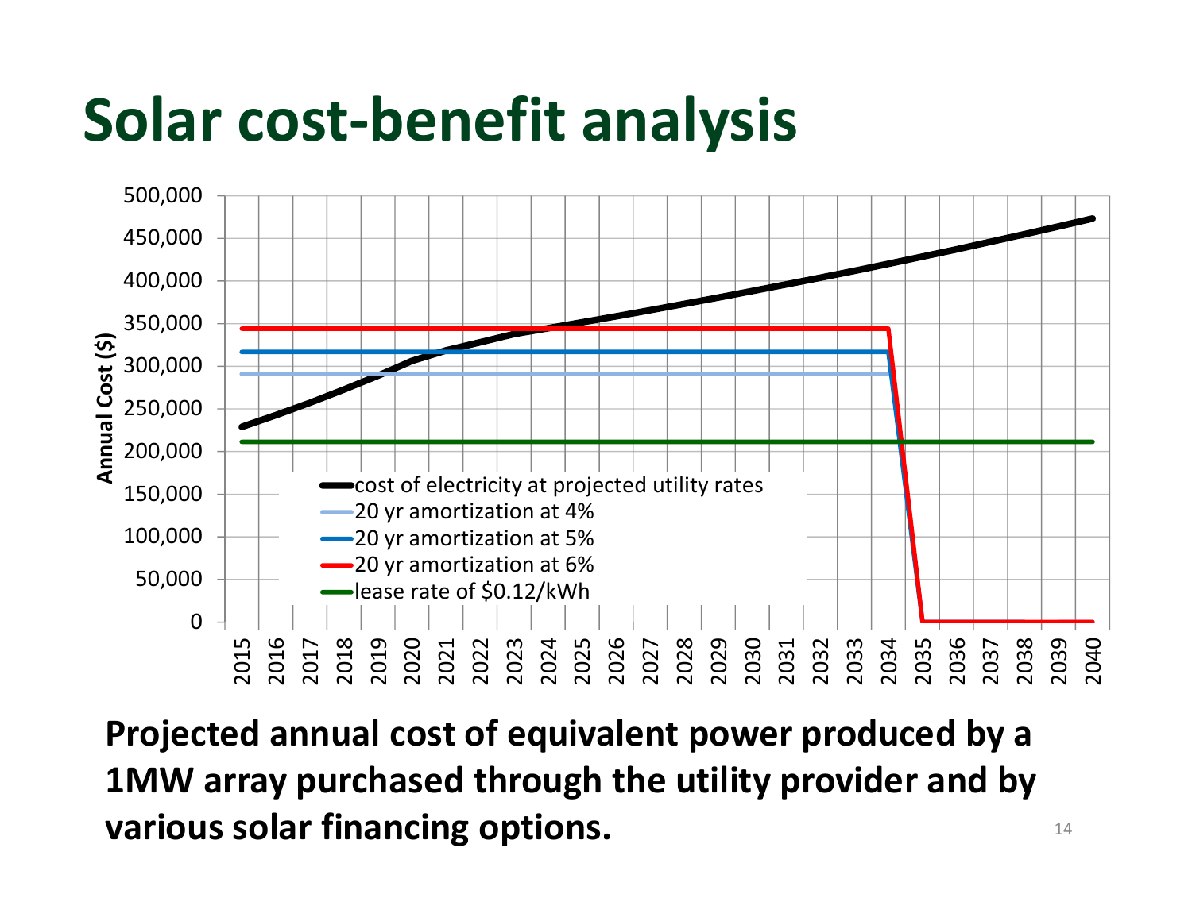# Solar cost-benefit analysis

**Projected annual cost of equivalent power produced by a 1MW array purchased through the utility provider and by various solar financing options.**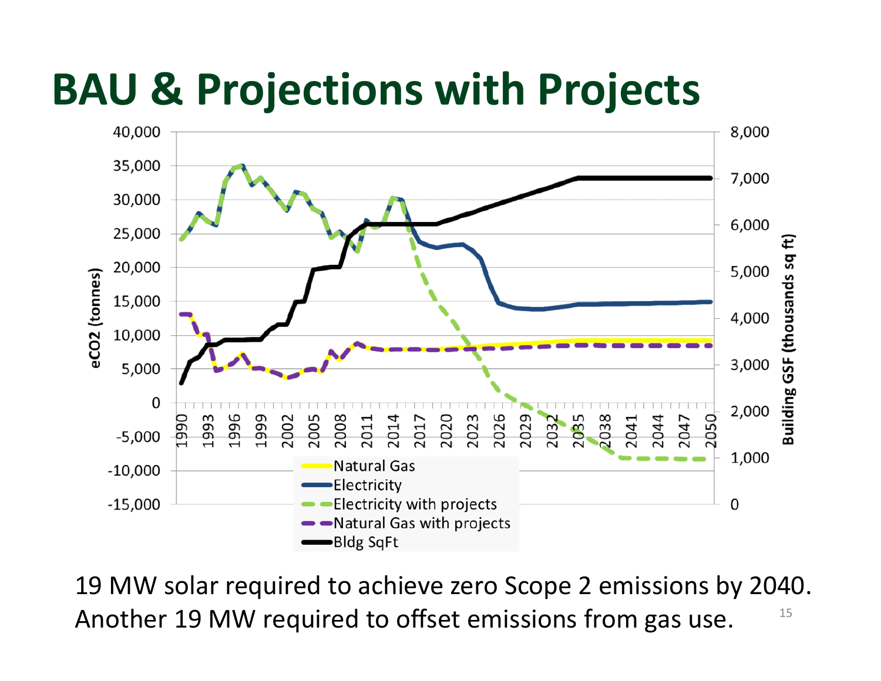# BAU & Projections with Projects

19 MW solar required to achieve zero Scope 2 emissions by 2040.
Another 19 MW required to offset emissions from gas use.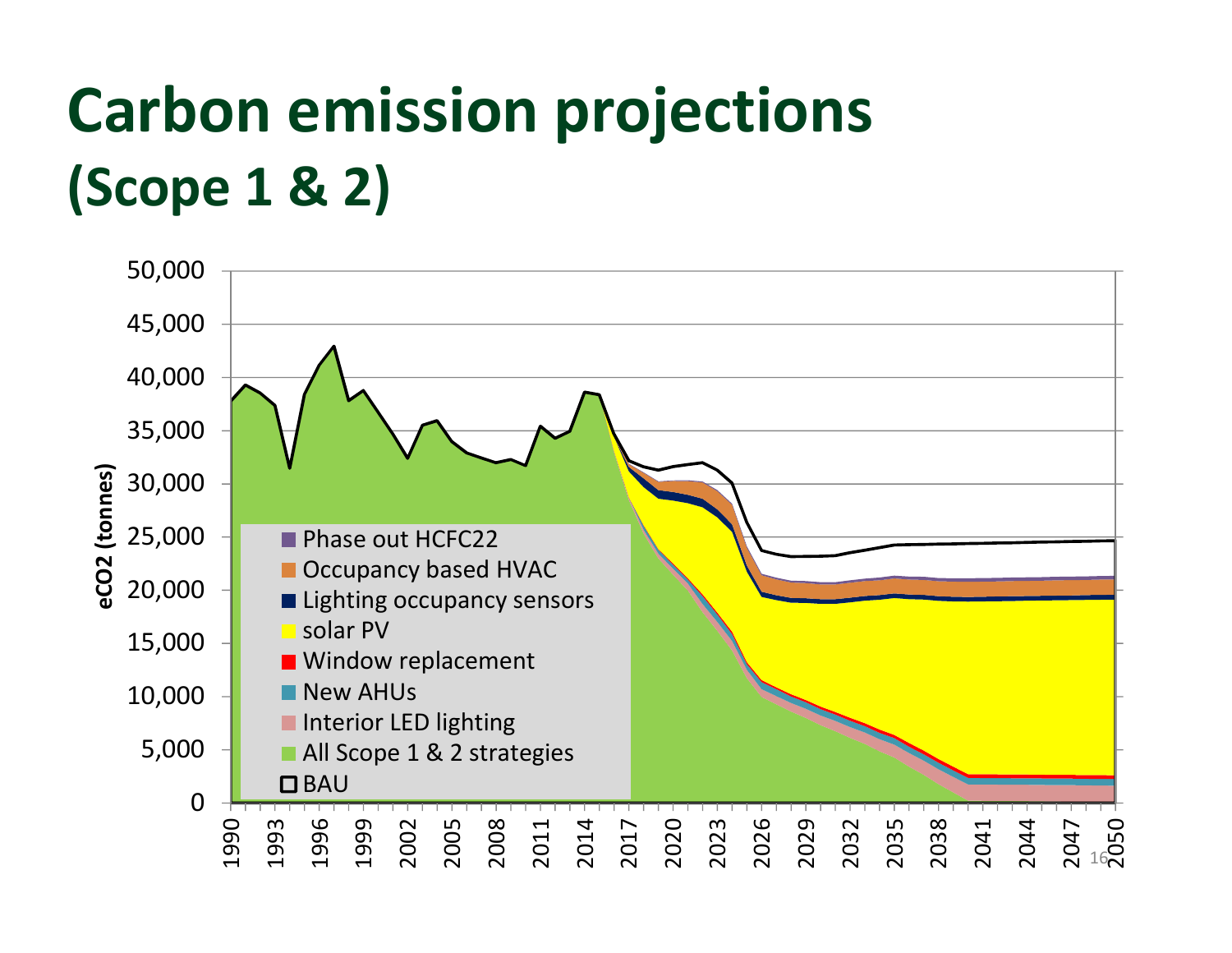# Carbon emission projections (Scope 1 & 2)

eCO2 (tonnes)

50,000
45,000
40,000
35,000
30,000
25,000
20,000
15,000
10,000
5,000
0

1990 1993 1996 1999 2002 2005 2008 2011 2014 2017 2020 2023 2026 2029 2032 2035 2038 2041 2044 2047 2050

- Phase out HCFC22
- Occupancy based HVAC
- Lighting occupancy sensors
- solar PV
- Window replacement
- New AHUs
- Interior LED lighting
- All Scope 1 & 2 strategies
- BAU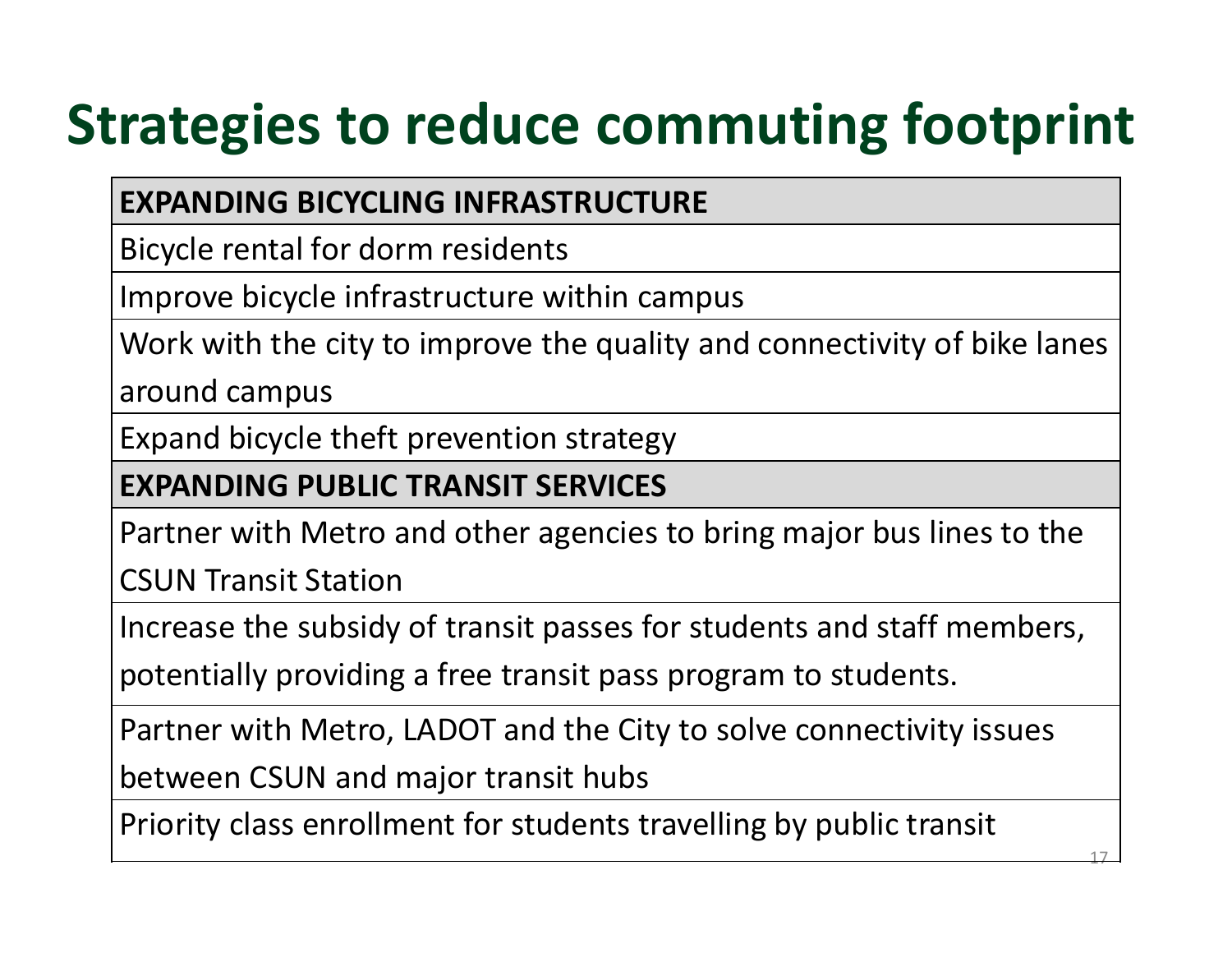# Strategies to reduce commuting footprint

| EXPANDING BICYCLING INFRASTRUCTURE |
| --- |
| Bicycle rental for dorm residents |
| Improve bicycle infrastructure within campus |
| Work with the city to improve the quality and connectivity of bike lanes around campus |
| Expand bicycle theft prevention strategy |
| **EXPANDING PUBLIC TRANSIT SERVICES** |
| Partner with Metro and other agencies to bring major bus lines to the CSUN Transit Station |
| Increase the subsidy of transit passes for students and staff members, potentially providing a free transit pass program to students. |
| Partner with Metro, LADOT and the City to solve connectivity issues between CSUN and major transit hubs |
| Priority class enrollment for students travelling by public transit |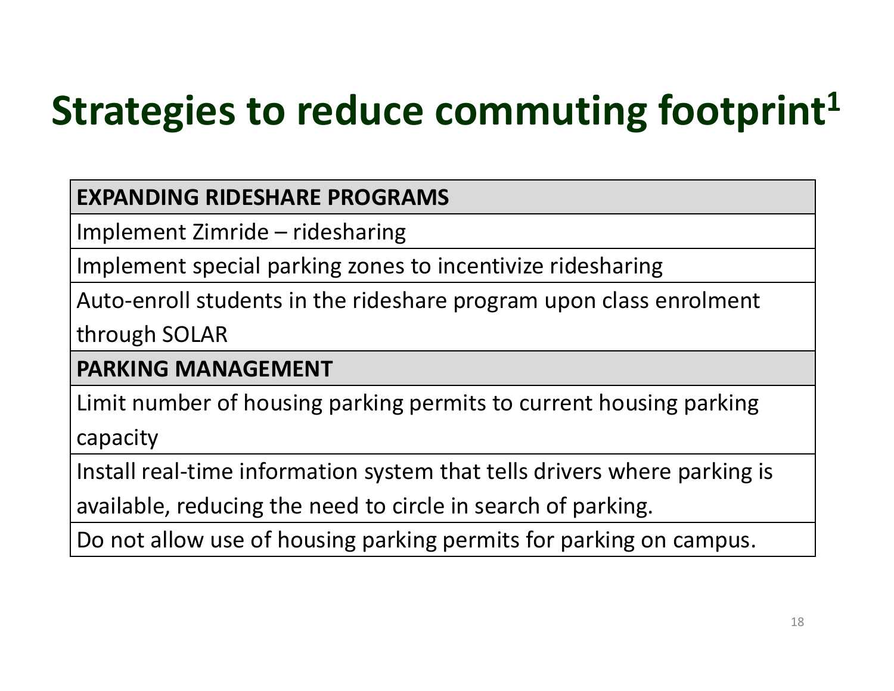# Strategies to reduce commuting footprint[1]

| EXPANDING RIDESHARE PROGRAMS |
| --- |
| Implement Zimride – ridesharing |
| Implement special parking zones to incentivize ridesharing |
| Auto-enroll students in the rideshare program upon class enrolment through SOLAR |
| **PARKING MANAGEMENT** |
| Limit number of housing parking permits to current housing parking capacity |
| Install real-time information system that tells drivers where parking is available, reducing the need to circle in search of parking. |
| Do not allow use of housing parking permits for parking on campus. |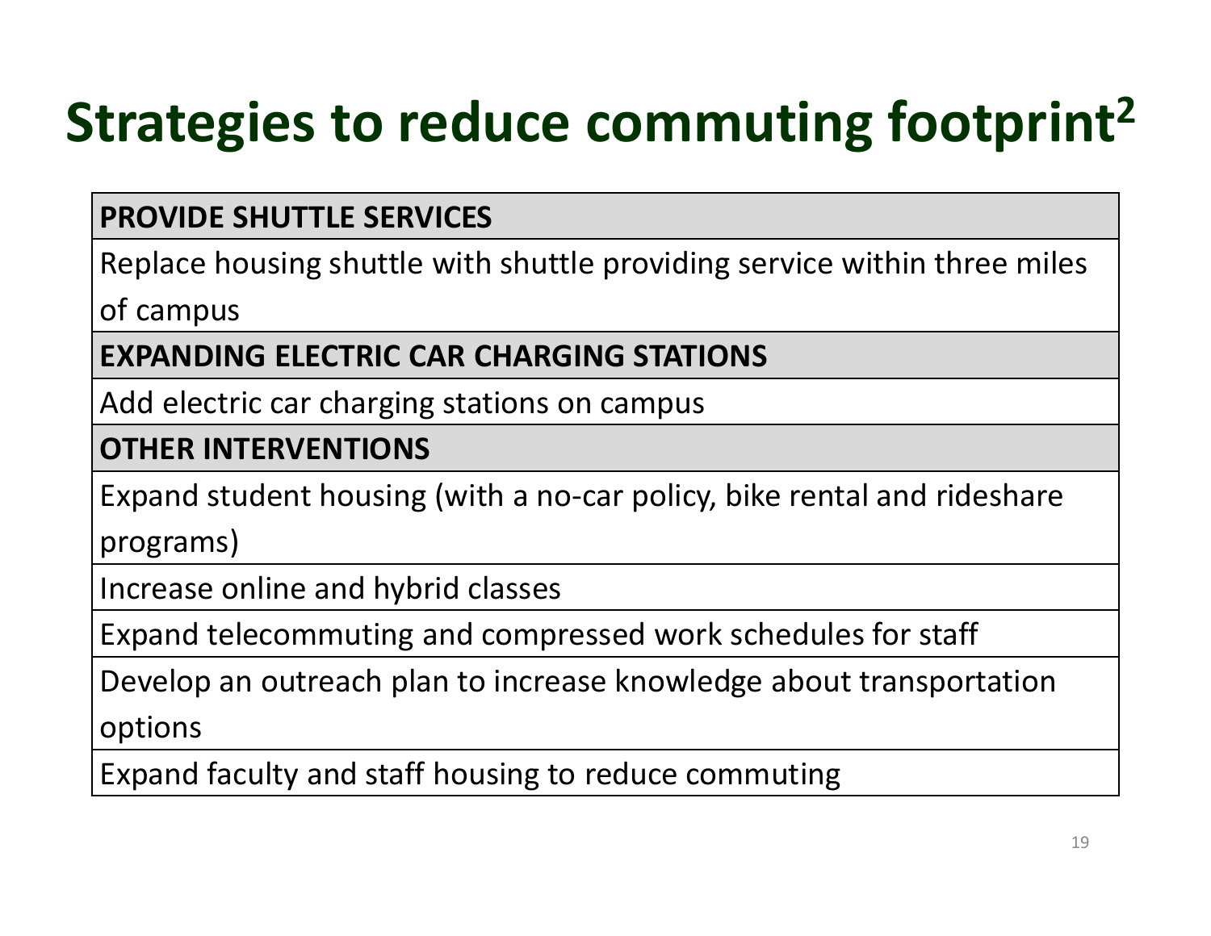# Strategies to reduce commuting footprint[2]

| **PROVIDE SHUTTLE SERVICES** |
|---|
| Replace housing shuttle with shuttle providing service within three miles of campus |
| **EXPANDING ELECTRIC CAR CHARGING STATIONS** |
| Add electric car charging stations on campus |
| **OTHER INTERVENTIONS** |
| Expand student housing (with a no-car policy, bike rental and rideshare programs) |
| Increase online and hybrid classes |
| Expand telecommuting and compressed work schedules for staff |
| Develop an outreach plan to increase knowledge about transportation options |
| Expand faculty and staff housing to reduce commuting |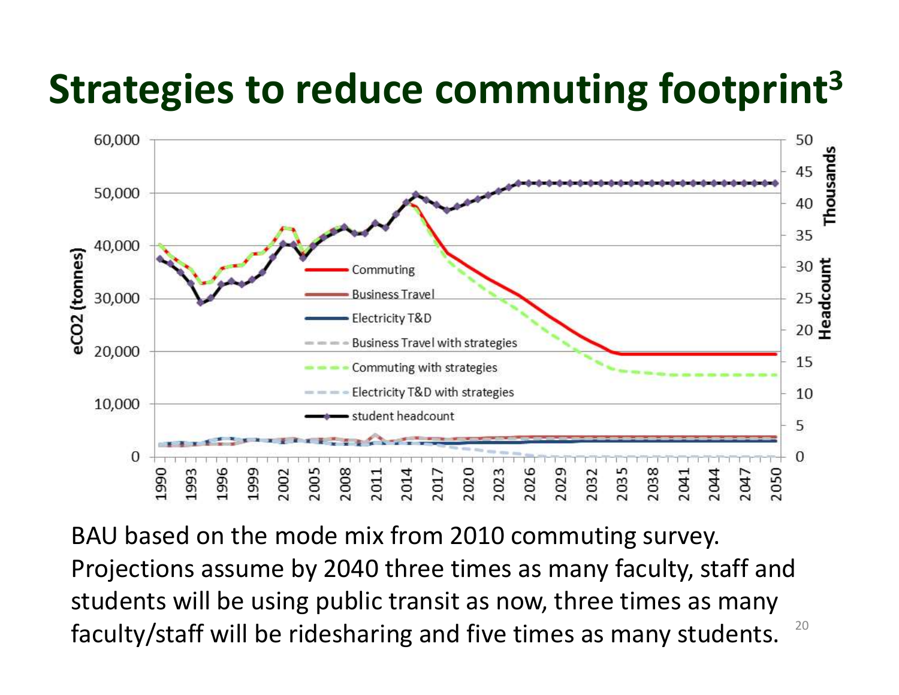# Strategies to reduce commuting footprint[3]

BAU based on the mode mix from 2010 commuting survey. Projections assume by 2040 three times as many faculty, staff and students will be using public transit as now, three times as many faculty/staff will be ridesharing and five times as many students.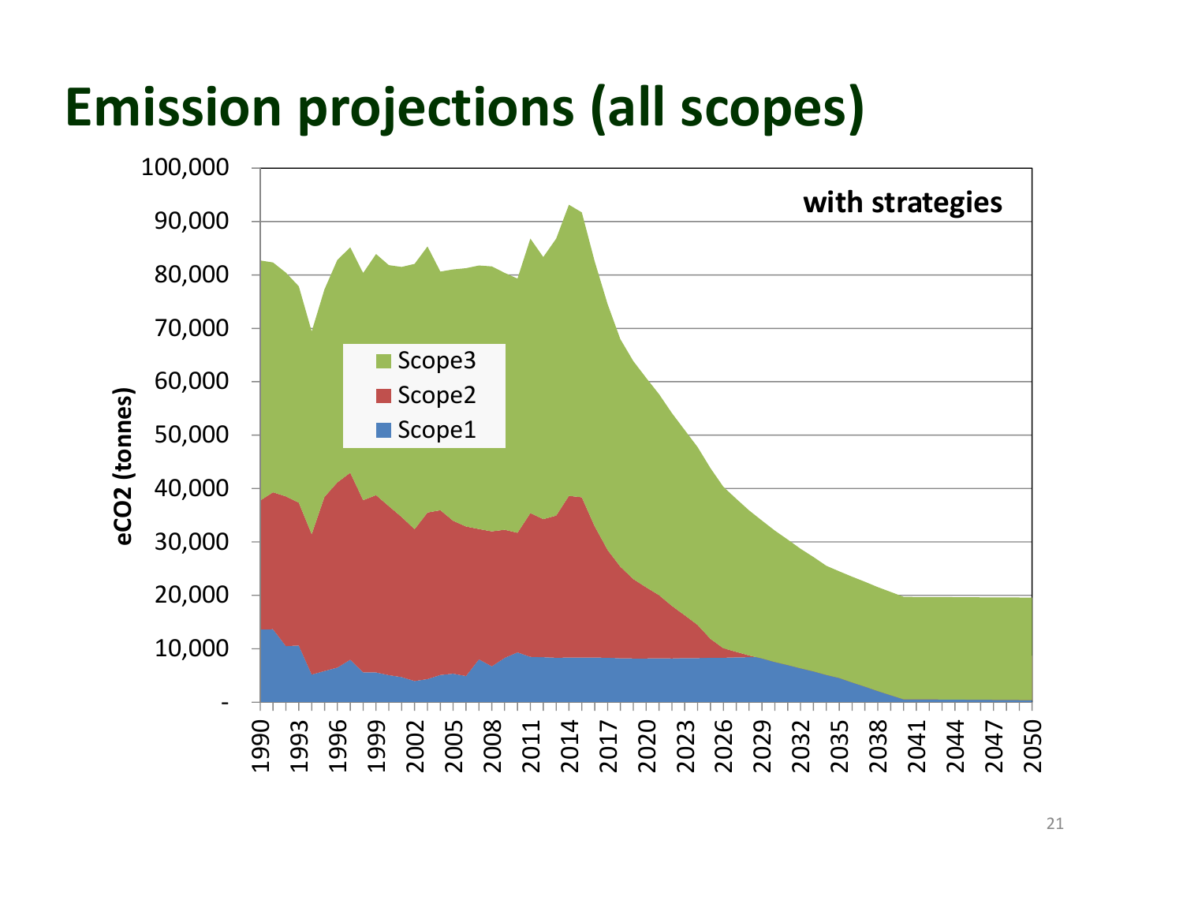# Emission projections (all scopes)

with strategies

eCO2 (tonnes)

Scope3
Scope2
Scope1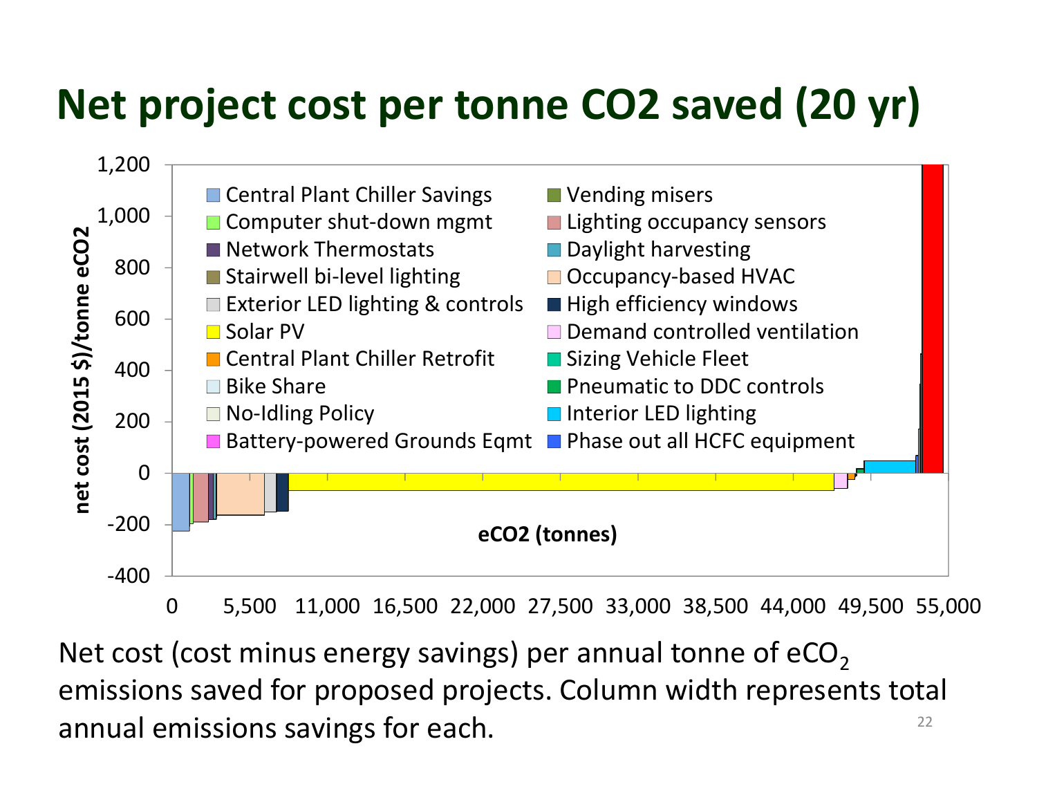# Net project cost per tonne CO2 saved (20 yr)

Net cost (cost minus energy savings) per annual tonne of $eCO_2$ emissions saved for proposed projects. Column width represents total annual emissions savings for each.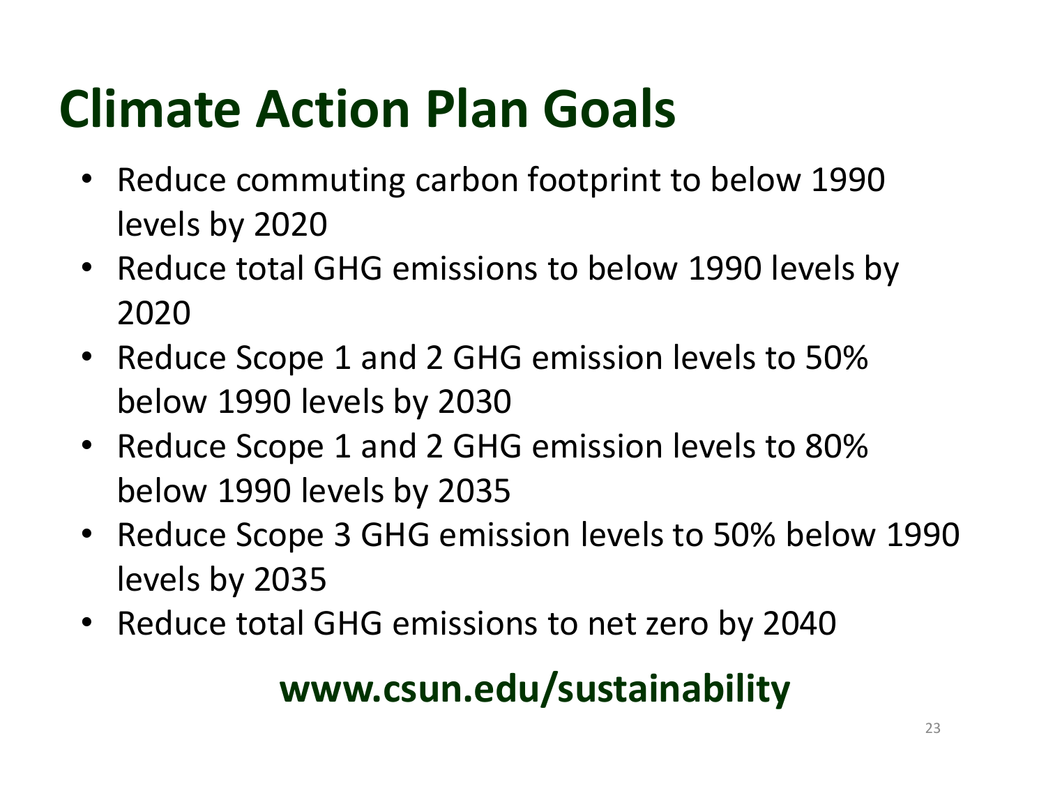# Climate Action Plan Goals

- Reduce commuting carbon footprint to below 1990 levels by 2020
- Reduce total GHG emissions to below 1990 levels by 2020
- Reduce Scope 1 and 2 GHG emission levels to 50% below 1990 levels by 2030
- Reduce Scope 1 and 2 GHG emission levels to 80% below 1990 levels by 2035
- Reduce Scope 3 GHG emission levels to 50% below 1990 levels by 2035
- Reduce total GHG emissions to net zero by 2040

**www.csun.edu/sustainability**